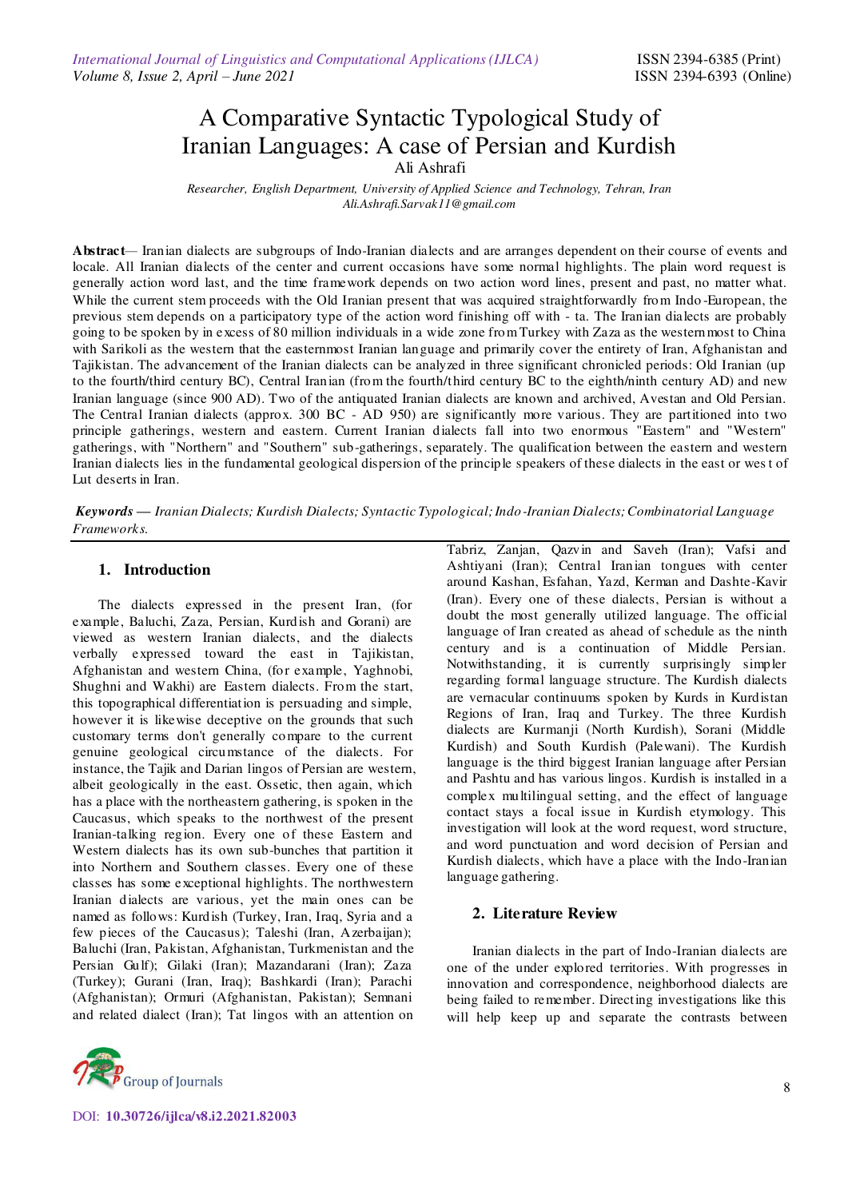# A Comparative Syntactic Typological Study of Iranian Languages: A case of Persian and Kurdish

Ali Ashrafi

*Researcher, English Department, University of Applied Science and Technology, Tehran, Iran*
*Ali.Ashrafi.Sarvak11@gmail.com*

**Abstract**— Iranian dialects are subgroups of Indo-Iranian dialects and are arranges dependent on their course of events and locale. All Iranian dialects of the center and current occasions have some normal highlights. The plain word request is generally action word last, and the time framework depends on two action word lines, present and past, no matter what. While the current stem proceeds with the Old Iranian present that was acquired straightforwardly from Indo-European, the previous stem depends on a participatory type of the action word finishing off with - ta. The Iranian dialects are probably going to be spoken by in excess of 80 million individuals in a wide zone from Turkey with Zaza as the westernmost to China with Sarikoli as the western that the easternmost Iranian language and primarily cover the entirety of Iran, Afghanistan and Tajikistan. The advancement of the Iranian dialects can be analyzed in three significant chronicled periods: Old Iranian (up to the fourth/third century BC), Central Iranian (from the fourth/third century BC to the eighth/ninth century AD) and new Iranian language (since 900 AD). Two of the antiquated Iranian dialects are known and archived, Avestan and Old Persian. The Central Iranian dialects (approx. 300 BC - AD 950) are significantly more various. They are partitioned into two principle gatherings, western and eastern. Current Iranian dialects fall into two enormous "Eastern" and "Western" gatherings, with "Northern" and "Southern" sub-gatherings, separately. The qualification between the eastern and western Iranian dialects lies in the fundamental geological dispersion of the principle speakers of these dialects in the east or west of Lut deserts in Iran.

***Keywords*** *— Iranian Dialects; Kurdish Dialects; Syntactic Typological; Indo-Iranian Dialects; Combinatorial Language Frameworks.*

## 1. Introduction

The dialects expressed in the present Iran, (for example, Baluchi, Zaza, Persian, Kurdish and Gorani) are viewed as western Iranian dialects, and the dialects verbally expressed toward the east in Tajikistan, Afghanistan and western China, (for example, Yaghnobi, Shughni and Wakhi) are Eastern dialects. From the start, this topographical differentiation is persuading and simple, however it is likewise deceptive on the grounds that such customary terms don't generally compare to the current genuine geological circumstance of the dialects. For instance, the Tajik and Darian lingos of Persian are western, albeit geologically in the east. Ossetic, then again, which has a place with the northeastern gathering, is spoken in the Caucasus, which speaks to the northwest of the present Iranian-talking region. Every one of these Eastern and Western dialects has its own sub-bunches that partition it into Northern and Southern classes. Every one of these classes has some exceptional highlights. The northwestern Iranian dialects are various, yet the main ones can be named as follows: Kurdish (Turkey, Iran, Iraq, Syria and a few pieces of the Caucasus); Taleshi (Iran, Azerbaijan); Baluchi (Iran, Pakistan, Afghanistan, Turkmenistan and the Persian Gulf); Gilaki (Iran); Mazandarani (Iran); Zaza (Turkey); Gurani (Iran, Iraq); Bashkardi (Iran); Parachi (Afghanistan); Ormuri (Afghanistan, Pakistan); Semnani and related dialect (Iran); Tat lingos with an attention on Tabriz, Zanjan, Qazvin and Saveh (Iran); Vafsi and Ashtiyani (Iran); Central Iranian tongues with center around Kashan, Esfahan, Yazd, Kerman and Dashte-Kavir (Iran). Every one of these dialects, Persian is without a doubt the most generally utilized language. The official language of Iran created as ahead of schedule as the ninth century and is a continuation of Middle Persian. Notwithstanding, it is currently surprisingly simpler regarding formal language structure. The Kurdish dialects are vernacular continuums spoken by Kurds in Kurdistan Regions of Iran, Iraq and Turkey. The three Kurdish dialects are Kurmanji (North Kurdish), Sorani (Middle Kurdish) and South Kurdish (Palewani). The Kurdish language is the third biggest Iranian language after Persian and Pashtu and has various lingos. Kurdish is installed in a complex multilingual setting, and the effect of language contact stays a focal issue in Kurdish etymology. This investigation will look at the word request, word structure, and word punctuation and word decision of Persian and Kurdish dialects, which have a place with the Indo-Iranian language gathering.

## 2. Literature Review

Iranian dialects in the part of Indo-Iranian dialects are one of the under explored territories. With progresses in innovation and correspondence, neighborhood dialects are being failed to remember. Directing investigations like this will help keep up and separate the contrasts between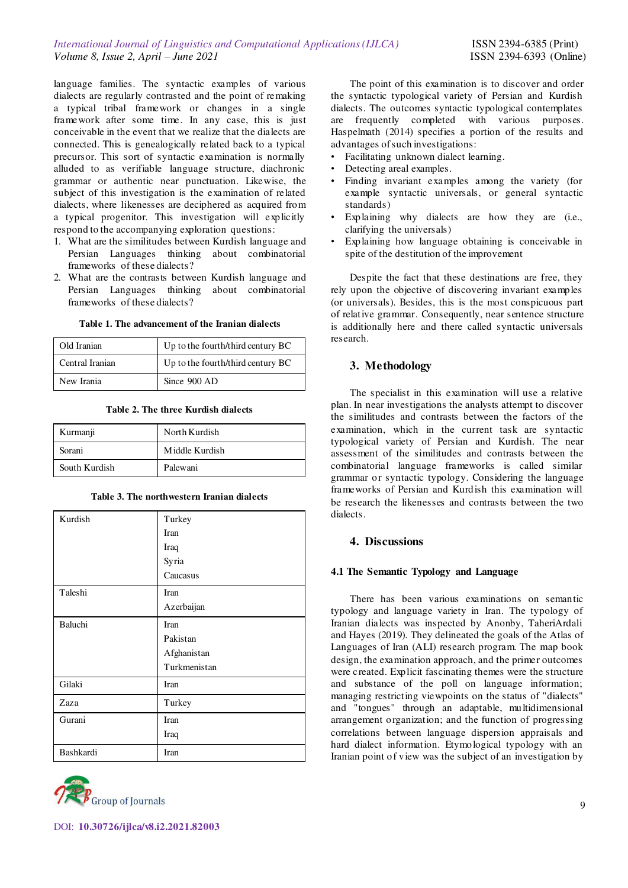language families. The syntactic examples of various dialects are regularly contrasted and the point of remaking a typical tribal framework or changes in a single framework after some time. In any case, this is just conceivable in the event that we realize that the dialects are connected. This is genealogically related back to a typical precursor. This sort of syntactic examination is normally alluded to as verifiable language structure, diachronic grammar or authentic near punctuation. Likewise, the subject of this investigation is the examination of related dialects, where likenesses are deciphered as acquired from a typical progenitor. This investigation will explicitly respond to the accompanying exploration questions:

1. What are the similitudes between Kurdish language and Persian Languages thinking about combinatorial frameworks of these dialects?
2. What are the contrasts between Kurdish language and Persian Languages thinking about combinatorial frameworks of these dialects?

**Table 1. The advancement of the Iranian dialects**

| | |
|---|---|
| Old Iranian | Up to the fourth/third century BC |
| Central Iranian | Up to the fourth/third century BC |
| New Irania | Since 900 AD |

**Table 2. The three Kurdish dialects**

| | |
|---|---|
| Kurmanji | North Kurdish |
| Sorani | Middle Kurdish |
| South Kurdish | Palewani |

**Table 3. The northwestern Iranian dialects**

| | |
|---|---|
| Kurdish | Turkey<br>Iran<br>Iraq<br>Syria<br>Caucasus |
| Taleshi | Iran<br>Azerbaijan |
| Baluchi | Iran<br>Pakistan<br>Afghanistan<br>Turkmenistan |
| Gilaki | Iran |
| Zaza | Turkey |
| Gurani | Iran<br>Iraq |
| Bashkardi | Iran |

The point of this examination is to discover and order the syntactic typological variety of Persian and Kurdish dialects. The outcomes syntactic typological contemplates are frequently completed with various purposes. Haspelmath (2014) specifies a portion of the results and advantages of such investigations:

- Facilitating unknown dialect learning.
- Detecting areal examples.
- Finding invariant examples among the variety (for example syntactic universals, or general syntactic standards)
- Explaining why dialects are how they are (i.e., clarifying the universals)
- Explaining how language obtaining is conceivable in spite of the destitution of the improvement

Despite the fact that these destinations are free, they rely upon the objective of discovering invariant examples (or universals). Besides, this is the most conspicuous part of relative grammar. Consequently, near sentence structure is additionally here and there called syntactic universals research.

## 3. Methodology

The specialist in this examination will use a relative plan. In near investigations the analysts attempt to discover the similitudes and contrasts between the factors of the examination, which in the current task are syntactic typological variety of Persian and Kurdish. The near assessment of the similitudes and contrasts between the combinatorial language frameworks is called similar grammar or syntactic typology. Considering the language frameworks of Persian and Kurdish this examination will be research the likenesses and contrasts between the two dialects.

## 4. Discussions

### 4.1 The Semantic Typology and Language

There has been various examinations on semantic typology and language variety in Iran. The typology of Iranian dialects was inspected by Anonby, TaheriArdali and Hayes (2019). They delineated the goals of the Atlas of Languages of Iran (ALI) research program. The map book design, the examination approach, and the primer outcomes were created. Explicit fascinating themes were the structure and substance of the poll on language information; managing restricting viewpoints on the status of "dialects" and "tongues" through an adaptable, multidimensional arrangement organization; and the function of progressing correlations between language dispersion appraisals and hard dialect information. Etymological typology with an Iranian point of view was the subject of an investigation by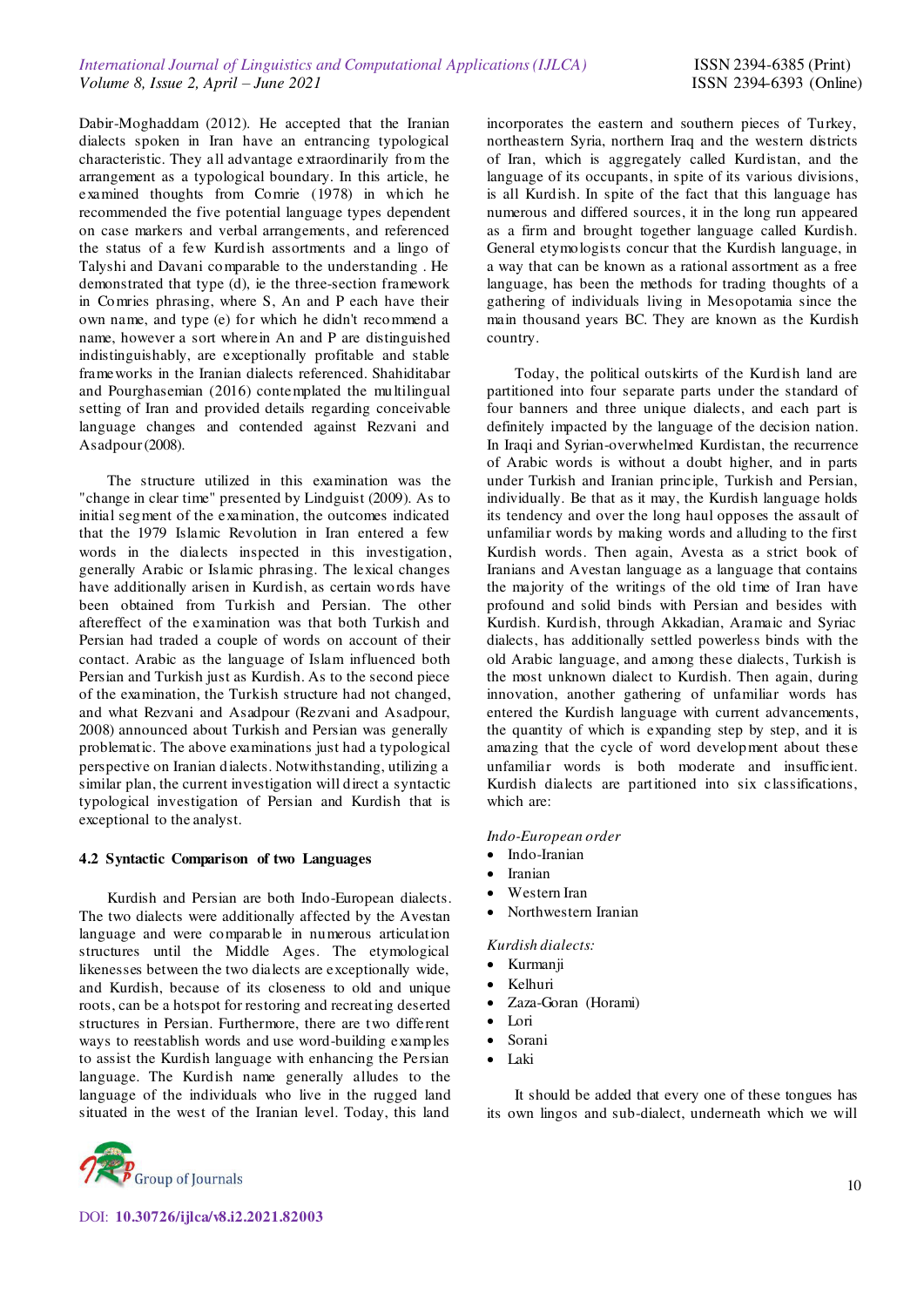Dabir-Moghaddam (2012). He accepted that the Iranian dialects spoken in Iran have an entrancing typological characteristic. They all advantage extraordinarily from the arrangement as a typological boundary. In this article, he examined thoughts from Comrie (1978) in which he recommended the five potential language types dependent on case markers and verbal arrangements, and referenced the status of a few Kurdish assortments and a lingo of Talyshi and Davani comparable to the understanding . He demonstrated that type (d), ie the three-section framework in Comries phrasing, where S, An and P each have their own name, and type (e) for which he didn't recommend a name, however a sort wherein An and P are distinguished indistinguishably, are exceptionally profitable and stable frameworks in the Iranian dialects referenced. Shahiditabar and Pourghasemian (2016) contemplated the multilingual setting of Iran and provided details regarding conceivable language changes and contended against Rezvani and Asadpour (2008).

The structure utilized in this examination was the "change in clear time" presented by Lindguist (2009). As to initial segment of the examination, the outcomes indicated that the 1979 Islamic Revolution in Iran entered a few words in the dialects inspected in this investigation, generally Arabic or Islamic phrasing. The lexical changes have additionally arisen in Kurdish, as certain words have been obtained from Turkish and Persian. The other aftereffect of the examination was that both Turkish and Persian had traded a couple of words on account of their contact. Arabic as the language of Islam influenced both Persian and Turkish just as Kurdish. As to the second piece of the examination, the Turkish structure had not changed, and what Rezvani and Asadpour (Rezvani and Asadpour, 2008) announced about Turkish and Persian was generally problematic. The above examinations just had a typological perspective on Iranian dialects. Notwithstanding, utilizing a similar plan, the current investigation will direct a syntactic typological investigation of Persian and Kurdish that is exceptional to the analyst.

### 4.2 Syntactic Comparison of two Languages

Kurdish and Persian are both Indo-European dialects. The two dialects were additionally affected by the Avestan language and were comparable in numerous articulation structures until the Middle Ages. The etymological likenesses between the two dialects are exceptionally wide, and Kurdish, because of its closeness to old and unique roots, can be a hotspot for restoring and recreating deserted structures in Persian. Furthermore, there are two different ways to reestablish words and use word-building examples to assist the Kurdish language with enhancing the Persian language. The Kurdish name generally alludes to the language of the individuals who live in the rugged land situated in the west of the Iranian level. Today, this land incorporates the eastern and southern pieces of Turkey, northeastern Syria, northern Iraq and the western districts of Iran, which is aggregately called Kurdistan, and the language of its occupants, in spite of its various divisions, is all Kurdish. In spite of the fact that this language has numerous and differed sources, it in the long run appeared as a firm and brought together language called Kurdish. General etymologists concur that the Kurdish language, in a way that can be known as a rational assortment as a free language, has been the methods for trading thoughts of a gathering of individuals living in Mesopotamia since the main thousand years BC. They are known as the Kurdish country.

Today, the political outskirts of the Kurdish land are partitioned into four separate parts under the standard of four banners and three unique dialects, and each part is definitely impacted by the language of the decision nation. In Iraqi and Syrian-overwhelmed Kurdistan, the recurrence of Arabic words is without a doubt higher, and in parts under Turkish and Iranian principle, Turkish and Persian, individually. Be that as it may, the Kurdish language holds its tendency and over the long haul opposes the assault of unfamiliar words by making words and alluding to the first Kurdish words. Then again, Avesta as a strict book of Iranians and Avestan language as a language that contains the majority of the writings of the old time of Iran have profound and solid binds with Persian and besides with Kurdish. Kurdish, through Akkadian, Aramaic and Syriac dialects, has additionally settled powerless binds with the old Arabic language, and among these dialects, Turkish is the most unknown dialect to Kurdish. Then again, during innovation, another gathering of unfamiliar words has entered the Kurdish language with current advancements, the quantity of which is expanding step by step, and it is amazing that the cycle of word development about these unfamiliar words is both moderate and insufficient. Kurdish dialects are partitioned into six classifications, which are:

*Indo-European order*

- Indo-Iranian
- Iranian
- Western Iran
- Northwestern Iranian

*Kurdish dialects:*

- Kurmanji
- Kelhuri
- Zaza-Goran (Horami)
- Lori
- Sorani
- Laki

It should be added that every one of these tongues has its own lingos and sub-dialect, underneath which we will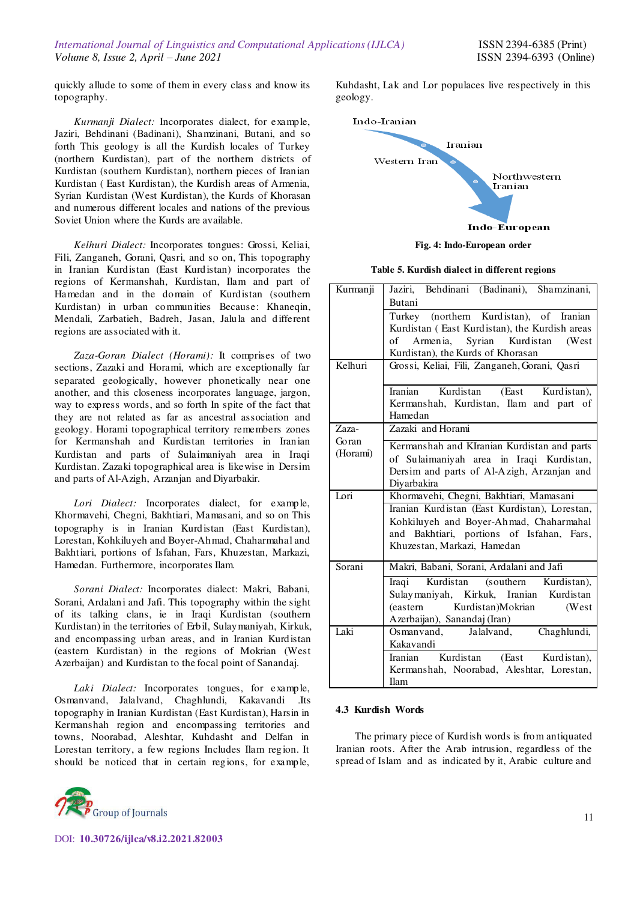quickly allude to some of them in every class and know its topography.

*Kurmanji Dialect:* Incorporates dialect, for example, Jaziri, Behdinani (Badinani), Shamzinani, Butani, and so forth This geology is all the Kurdish locales of Turkey (northern Kurdistan), part of the northern districts of Kurdistan (southern Kurdistan), northern pieces of Iranian Kurdistan ( East Kurdistan), the Kurdish areas of Armenia, Syrian Kurdistan (West Kurdistan), the Kurds of Khorasan and numerous different locales and nations of the previous Soviet Union where the Kurds are available.

*Kelhuri Dialect:* Incorporates tongues: Grossi, Keliai, Fili, Zanganeh, Gorani, Qasri, and so on, This topography in Iranian Kurdistan (East Kurdistan) incorporates the regions of Kermanshah, Kurdistan, Ilam and part of Hamedan and in the domain of Kurdistan (southern Kurdistan) in urban communities Because: Khaneqin, Mendali, Zarbatieh, Badreh, Jasan, Jalula and different regions are associated with it.

*Zaza-Goran Dialect (Horami):* It comprises of two sections, Zazaki and Horami, which are exceptionally far separated geologically, however phonetically near one another, and this closeness incorporates language, jargon, way to express words, and so forth In spite of the fact that they are not related as far as ancestral association and geology. Horami topographical territory remembers zones for Kermanshah and Kurdistan territories in Iranian Kurdistan and parts of Sulaimaniyah area in Iraqi Kurdistan. Zazaki topographical area is likewise in Dersim and parts of Al-Azigh, Arzanjan and Diyarbakir.

*Lori Dialect:* Incorporates dialect, for example, Khormavehi, Chegni, Bakhtiari, Mamasani, and so on This topography is in Iranian Kurdistan (East Kurdistan), Lorestan, Kohkiluyeh and Boyer-Ahmad, Chaharmahal and Bakhtiari, portions of Isfahan, Fars, Khuzestan, Markazi, Hamedan. Furthermore, incorporates Ilam.

*Sorani Dialect:* Incorporates dialect: Makri, Babani, Sorani, Ardalani and Jafi. This topography within the sight of its talking clans, ie in Iraqi Kurdistan (southern Kurdistan) in the territories of Erbil, Sulaymaniyah, Kirkuk, and encompassing urban areas, and in Iranian Kurdistan (eastern Kurdistan) in the regions of Mokrian (West Azerbaijan) and Kurdistan to the focal point of Sanandaj.

*Laki Dialect:* Incorporates tongues, for example, Osmanvand, Jalalvand, Chaghlundi, Kakavandi .Its topography in Iranian Kurdistan (East Kurdistan), Harsin in Kermanshah region and encompassing territories and towns, Noorabad, Aleshtar, Kuhdasht and Delfan in Lorestan territory, a few regions Includes Ilam region. It should be noticed that in certain regions, for example, Kuhdasht, Lak and Lor populaces live respectively in this geology.

Indo-Iranian → Iranian → Western Iran → Northwestern Iranian → Indo-European

**Fig. 4: Indo-European order**

**Table 5. Kurdish dialect in different regions**

| | |
|---|---|
| Kurmanji | Jaziri, Behdinani (Badinani), Shamzinani, Butani |
| | Turkey (northern Kurdistan), of Iranian Kurdistan ( East Kurdistan), the Kurdish areas of Armenia, Syrian Kurdistan (West Kurdistan), the Kurds of Khorasan |
| Kelhuri | Grossi, Keliai, Fili, Zanganeh, Gorani, Qasri |
| | Iranian Kurdistan (East Kurdistan), Kermanshah, Kurdistan, Ilam and part of Hamedan |
| Zaza-Goran (Horami) | Zazaki and Horami |
| | Kermanshah and KIranian Kurdistan and parts of Sulaimaniyah area in Iraqi Kurdistan, Dersim and parts of Al-Azigh, Arzanjan and Diyarbakira |
| Lori | Khormavehi, Chegni, Bakhtiari, Mamasani |
| | Iranian Kurdistan (East Kurdistan), Lorestan, Kohkiluyeh and Boyer-Ahmad, Chaharmahal and Bakhtiari, portions of Isfahan, Fars, Khuzestan, Markazi, Hamedan |
| Sorani | Makri, Babani, Sorani, Ardalani and Jafi |
| | Iraqi Kurdistan (southern Kurdistan), Sulaymaniyah, Kirkuk, Iranian Kurdistan (eastern Kurdistan)Mokrian (West Azerbaijan), Sanandaj (Iran) |
| Laki | Osmanvand, Jalalvand, Chaghlundi, Kakavandi |
| | Iranian Kurdistan (East Kurdistan), Kermanshah, Noorabad, Aleshtar, Lorestan, Ilam |

### 4.3 Kurdish Words

The primary piece of Kurdish words is from antiquated Iranian roots. After the Arab intrusion, regardless of the spread of Islam and as indicated by it, Arabic culture and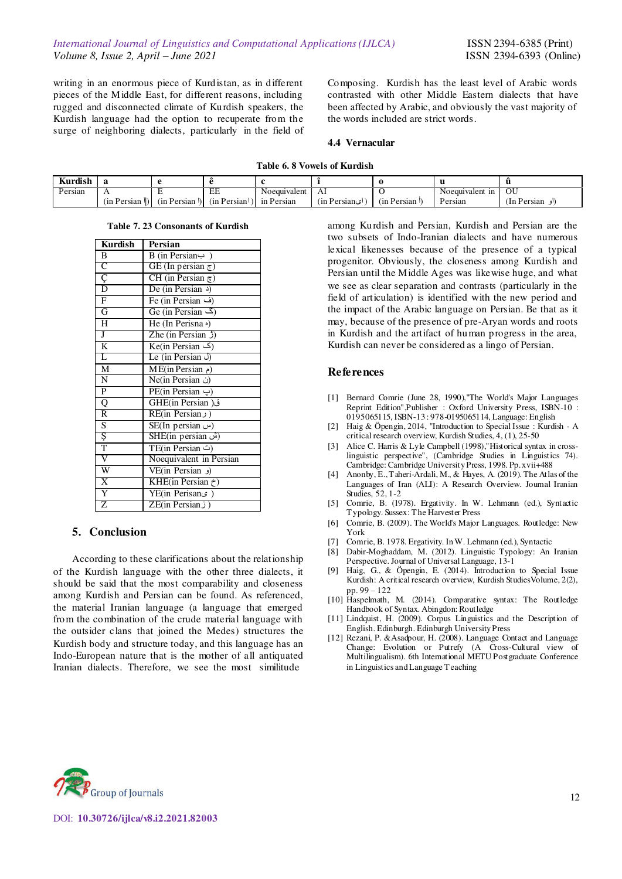writing in an enormous piece of Kurdistan, as in different pieces of the Middle East, for different reasons, including rugged and disconnected climate of Kurdish speakers, the Kurdish language had the option to recuperate from the surge of neighboring dialects, particularly in the field of Composing. Kurdish has the least level of Arabic words contrasted with other Middle Eastern dialects that have been affected by Arabic, and obviously the vast majority of the words included are strict words.

### 4.4 Vernacular

**Table 6. 8 Vowels of Kurdish**

| Kurdish | a | e | ê | c | î | o | u | û |
|---|---|---|---|---|---|---|---|---|
| Persian | A (in Persian اَ) | E (in Persian اِ) | EE (in Persian ا) | Noequivalent in Persian | AI (in Persian ای) | O (in Persian اُ) | Noequivalent in Persian | OU (In Persian او) |

**Table 7. 23 Consonants of Kurdish**

| Kurdish | Persian |
|---|---|
| B | B (in Persian ب ) |
| C | GE (In persian ج) |
| Ç | CH (in Persian چ) |
| D | De (in Persian د) |
| F | Fe (in Persian ف) |
| G | Ge (in Persian گ) |
| H | He (In Perisna ه) |
| J | Zhe (in Persian ژ) |
| K | Ke(in Persian ک) |
| L | Le (in Persian ل) |
| M | ME(in Persian م) |
| N | Ne(in Persian ن) |
| P | PE(in Persian پ) |
| Q | GHE(in Persian ق) |
| R | RE(in Persian ر ) |
| S | SE(In persian س) |
| Ş | SHE(in persian ش) |
| T | TE(in Persian ت) |
| V | Noequivalent in Persian |
| W | VE(in Persian و) |
| X | KHE(in Persian خ) |
| Y | YE(in Persian ی ) |
| Z | ZE(in Persian ز ) |

## 5. Conclusion

According to these clarifications about the relationship of the Kurdish language with the other three dialects, it should be said that the most comparability and closeness among Kurdish and Persian can be found. As referenced, the material Iranian language (a language that emerged from the combination of the crude material language with the outsider clans that joined the Medes) structures the Kurdish body and structure today, and this language has an Indo-European nature that is the mother of all antiquated Iranian dialects. Therefore, we see the most similitude among Kurdish and Persian, Kurdish and Persian are the two subsets of Indo-Iranian dialects and have numerous lexical likenesses because of the presence of a typical progenitor. Obviously, the closeness among Kurdish and Persian until the Middle Ages was likewise huge, and what we see as clear separation and contrasts (particularly in the field of articulation) is identified with the new period and the impact of the Arabic language on Persian. Be that as it may, because of the presence of pre-Aryan words and roots in Kurdish and the artifact of human progress in the area, Kurdish can never be considered as a lingo of Persian.

## References

[1] Bernard Comrie (June 28, 1990),"The World's Major Languages Reprint Edition",Publisher : Oxford University Press, ISBN-10 : 0195065115, ISBN-13 : 978-0195065114, Language: English

[2] Haig & Öpengin, 2014, "Introduction to Special Issue : Kurdish - A critical research overview, Kurdish Studies, 4, (1), 25-50

[3] Alice C. Harris & Lyle Campbell (1998),"Historical syntax in cross-linguistic perspective", (Cambridge Studies in Linguistics 74). Cambridge: Cambridge University Press, 1998. Pp. xvii+488

[4] Anonby, E., Taheri-Ardali, M., & Hayes, A. (2019). The Atlas of the Languages of Iran (ALI): A Research Overview. Journal Iranian Studies, 52, 1-2

[5] Comrie, B. (1978). Ergativity. In W. Lehmann (ed.), Syntactic Typology. Sussex: The Harvester Press

[6] Comrie, B. (2009). The World's Major Languages. Routledge: New York

[7] Comrie, B. 1978. Ergativity. In W. Lehmann (ed.), Syntactic

[8] Dabir-Moghaddam, M. (2012). Linguistic Typology: An Iranian Perspective. Journal of Universal Language, 13-1

[9] Haig, G., & Öpengin, E. (2014). Introduction to Special Issue Kurdish: A critical research overview, Kurdish Studies Volume, 2(2), pp. 99 – 122

[10] Haspelmath, M. (2014). Comparative syntax: The Routledge Handbook of Syntax. Abingdon: Routledge

[11] Lindquist, H. (2009). Corpus Linguistics and the Description of English. Edinburgh. Edinburgh University Press

[12] Rezani, P. & Asadpour, H. (2008). Language Contact and Language Change: Evolution or Putrefy (A Cross-Cultural view of Multilingualism). 6th International METU Postgraduate Conference in Linguistics and Language Teaching